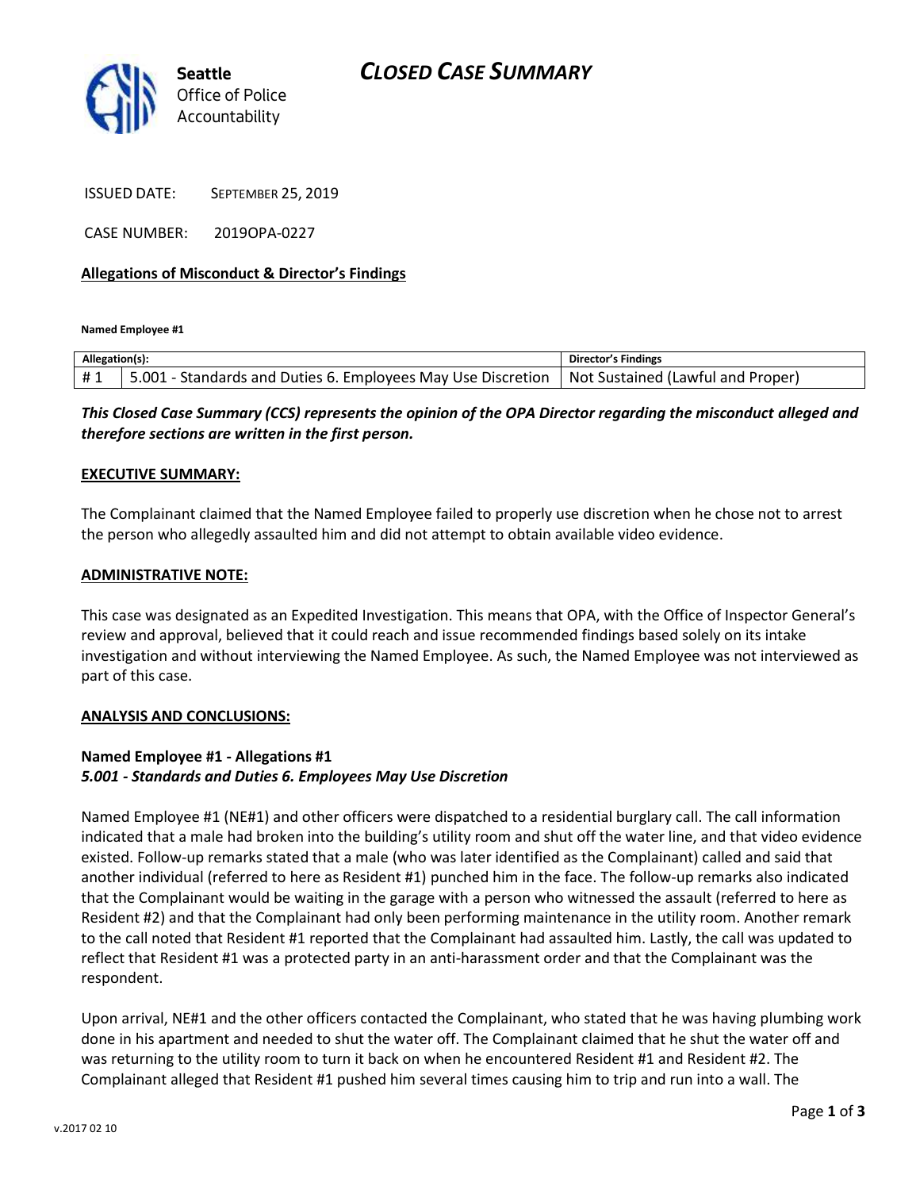Seattle Office of Police Accountability

# CLOSED CASE SUMMARY

ISSUED DATE: SEPTEMBER 25, 2019

CASE NUMBER: 2019OPA-0227

**Allegations of Misconduct & Director's Findings**

**Named Employee #1**

| Allegation(s): | | Director's Findings |
|---|---|---|
| # 1 | 5.001 - Standards and Duties 6. Employees May Use Discretion | Not Sustained (Lawful and Proper) |

***This Closed Case Summary (CCS) represents the opinion of the OPA Director regarding the misconduct alleged and therefore sections are written in the first person.***

**EXECUTIVE SUMMARY:**

The Complainant claimed that the Named Employee failed to properly use discretion when he chose not to arrest the person who allegedly assaulted him and did not attempt to obtain available video evidence.

**ADMINISTRATIVE NOTE:**

This case was designated as an Expedited Investigation. This means that OPA, with the Office of Inspector General's review and approval, believed that it could reach and issue recommended findings based solely on its intake investigation and without interviewing the Named Employee. As such, the Named Employee was not interviewed as part of this case.

**ANALYSIS AND CONCLUSIONS:**

**Named Employee #1 - Allegations #1**
***5.001 - Standards and Duties 6. Employees May Use Discretion***

Named Employee #1 (NE#1) and other officers were dispatched to a residential burglary call. The call information indicated that a male had broken into the building's utility room and shut off the water line, and that video evidence existed. Follow-up remarks stated that a male (who was later identified as the Complainant) called and said that another individual (referred to here as Resident #1) punched him in the face. The follow-up remarks also indicated that the Complainant would be waiting in the garage with a person who witnessed the assault (referred to here as Resident #2) and that the Complainant had only been performing maintenance in the utility room. Another remark to the call noted that Resident #1 reported that the Complainant had assaulted him. Lastly, the call was updated to reflect that Resident #1 was a protected party in an anti-harassment order and that the Complainant was the respondent.

Upon arrival, NE#1 and the other officers contacted the Complainant, who stated that he was having plumbing work done in his apartment and needed to shut the water off. The Complainant claimed that he shut the water off and was returning to the utility room to turn it back on when he encountered Resident #1 and Resident #2. The Complainant alleged that Resident #1 pushed him several times causing him to trip and run into a wall. The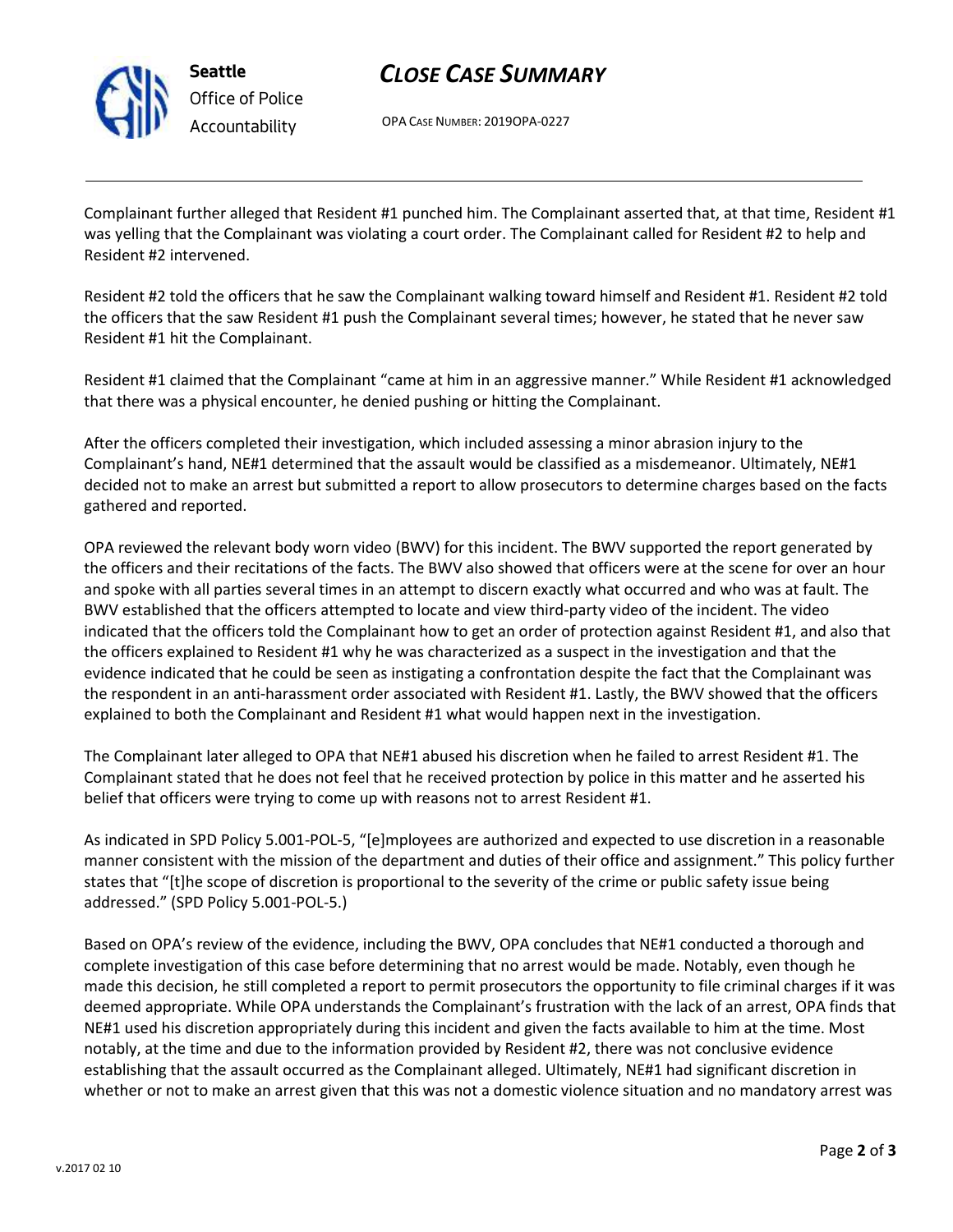Complainant further alleged that Resident #1 punched him. The Complainant asserted that, at that time, Resident #1 was yelling that the Complainant was violating a court order. The Complainant called for Resident #2 to help and Resident #2 intervened.

Resident #2 told the officers that he saw the Complainant walking toward himself and Resident #1. Resident #2 told the officers that the saw Resident #1 push the Complainant several times; however, he stated that he never saw Resident #1 hit the Complainant.

Resident #1 claimed that the Complainant "came at him in an aggressive manner." While Resident #1 acknowledged that there was a physical encounter, he denied pushing or hitting the Complainant.

After the officers completed their investigation, which included assessing a minor abrasion injury to the Complainant's hand, NE#1 determined that the assault would be classified as a misdemeanor. Ultimately, NE#1 decided not to make an arrest but submitted a report to allow prosecutors to determine charges based on the facts gathered and reported.

OPA reviewed the relevant body worn video (BWV) for this incident. The BWV supported the report generated by the officers and their recitations of the facts. The BWV also showed that officers were at the scene for over an hour and spoke with all parties several times in an attempt to discern exactly what occurred and who was at fault. The BWV established that the officers attempted to locate and view third-party video of the incident. The video indicated that the officers told the Complainant how to get an order of protection against Resident #1, and also that the officers explained to Resident #1 why he was characterized as a suspect in the investigation and that the evidence indicated that he could be seen as instigating a confrontation despite the fact that the Complainant was the respondent in an anti-harassment order associated with Resident #1. Lastly, the BWV showed that the officers explained to both the Complainant and Resident #1 what would happen next in the investigation.

The Complainant later alleged to OPA that NE#1 abused his discretion when he failed to arrest Resident #1. The Complainant stated that he does not feel that he received protection by police in this matter and he asserted his belief that officers were trying to come up with reasons not to arrest Resident #1.

As indicated in SPD Policy 5.001-POL-5, "[e]mployees are authorized and expected to use discretion in a reasonable manner consistent with the mission of the department and duties of their office and assignment." This policy further states that "[t]he scope of discretion is proportional to the severity of the crime or public safety issue being addressed." (SPD Policy 5.001-POL-5.)

Based on OPA's review of the evidence, including the BWV, OPA concludes that NE#1 conducted a thorough and complete investigation of this case before determining that no arrest would be made. Notably, even though he made this decision, he still completed a report to permit prosecutors the opportunity to file criminal charges if it was deemed appropriate. While OPA understands the Complainant's frustration with the lack of an arrest, OPA finds that NE#1 used his discretion appropriately during this incident and given the facts available to him at the time. Most notably, at the time and due to the information provided by Resident #2, there was not conclusive evidence establishing that the assault occurred as the Complainant alleged. Ultimately, NE#1 had significant discretion in whether or not to make an arrest given that this was not a domestic violence situation and no mandatory arrest was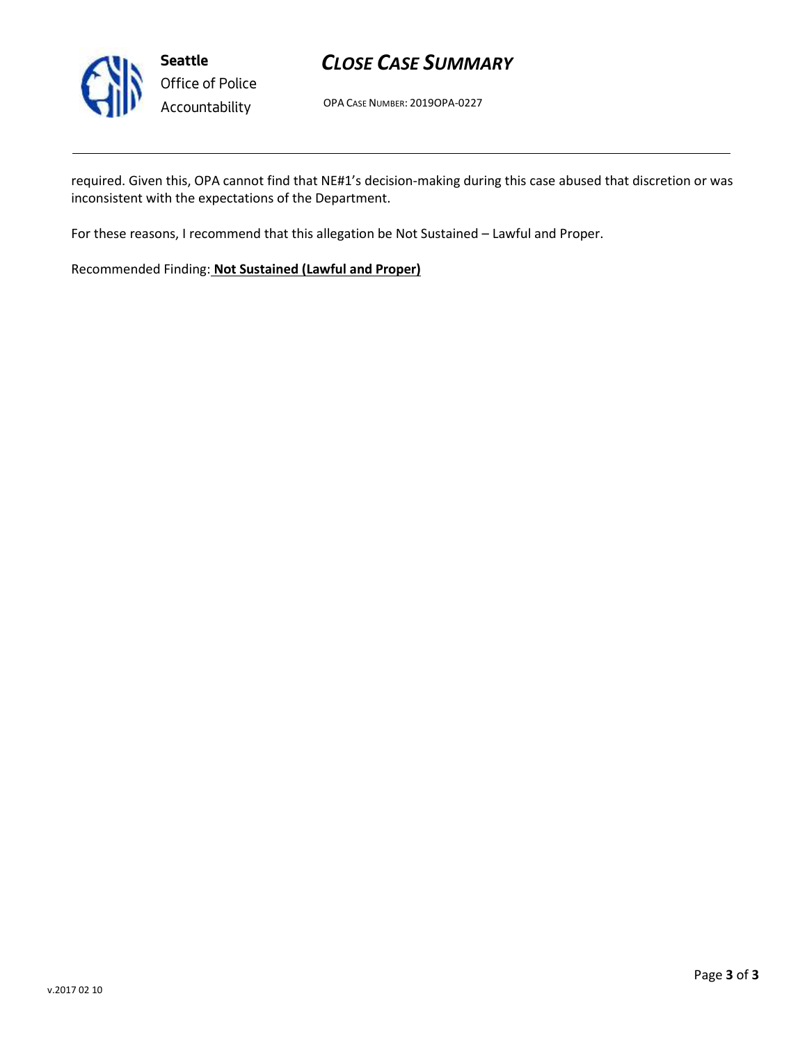required. Given this, OPA cannot find that NE#1's decision-making during this case abused that discretion or was inconsistent with the expectations of the Department.

For these reasons, I recommend that this allegation be Not Sustained – Lawful and Proper.

Recommended Finding: **Not Sustained (Lawful and Proper)**